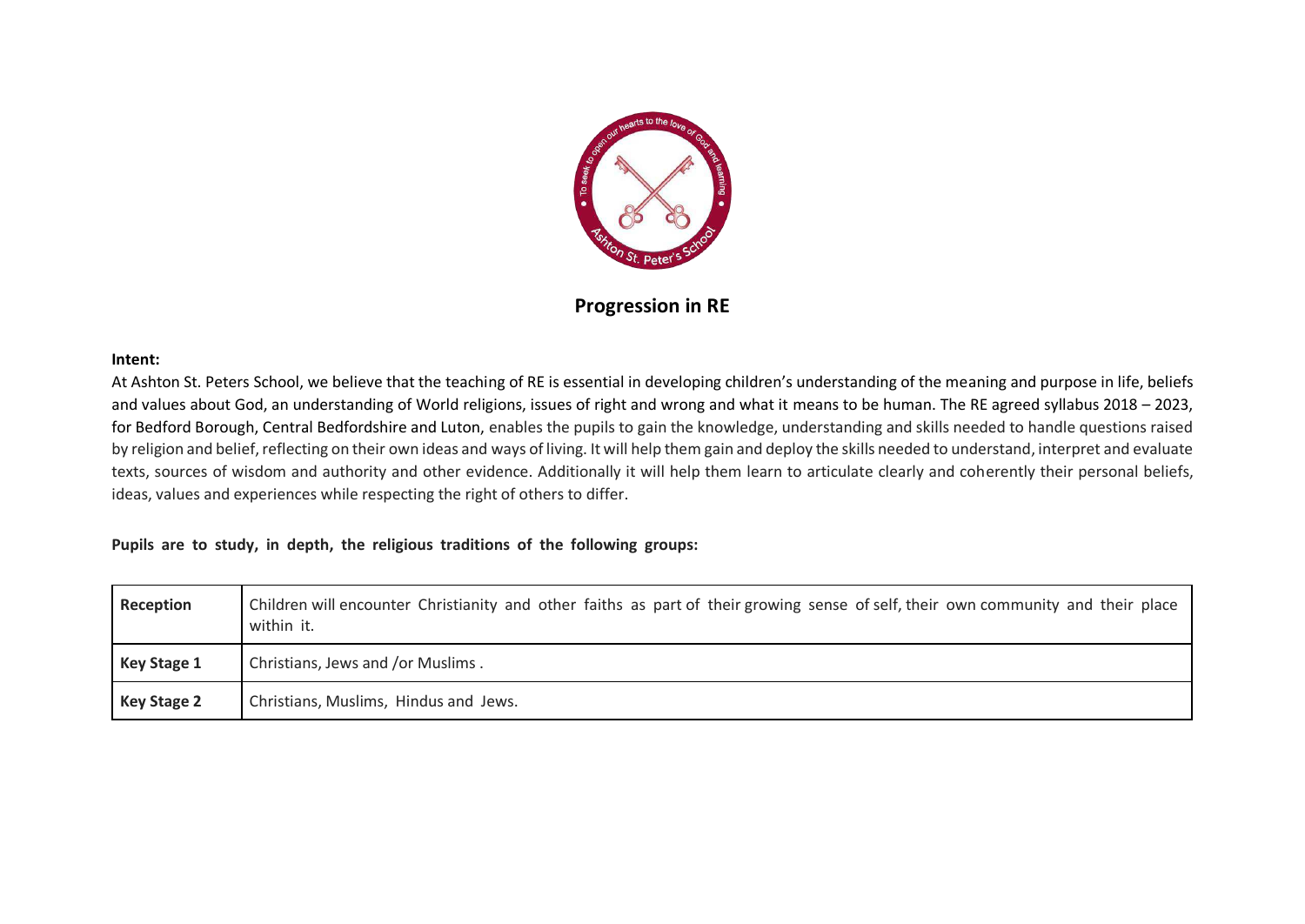# Progression in RE

**Intent:**

At Ashton St. Peters School, we believe that the teaching of RE is essential in developing children's understanding of the meaning and purpose in life, beliefs and values about God, an understanding of World religions, issues of right and wrong and what it means to be human. The RE agreed syllabus 2018 – 2023, for Bedford Borough, Central Bedfordshire and Luton, enables the pupils to gain the knowledge, understanding and skills needed to handle questions raised by religion and belief, reflecting on their own ideas and ways of living. It will help them gain and deploy the skills needed to understand, interpret and evaluate texts, sources of wisdom and authority and other evidence. Additionally it will help them learn to articulate clearly and coherently their personal beliefs, ideas, values and experiences while respecting the right of others to differ.

**Pupils are to study, in depth, the religious traditions of the following groups:**

| | |
|---|---|
| **Reception** | Children will encounter Christianity and other faiths as part of their growing sense of self, their own community and their place within it. |
| **Key Stage 1** | Christians, Jews and /or Muslims . |
| **Key Stage 2** | Christians, Muslims, Hindus and Jews. |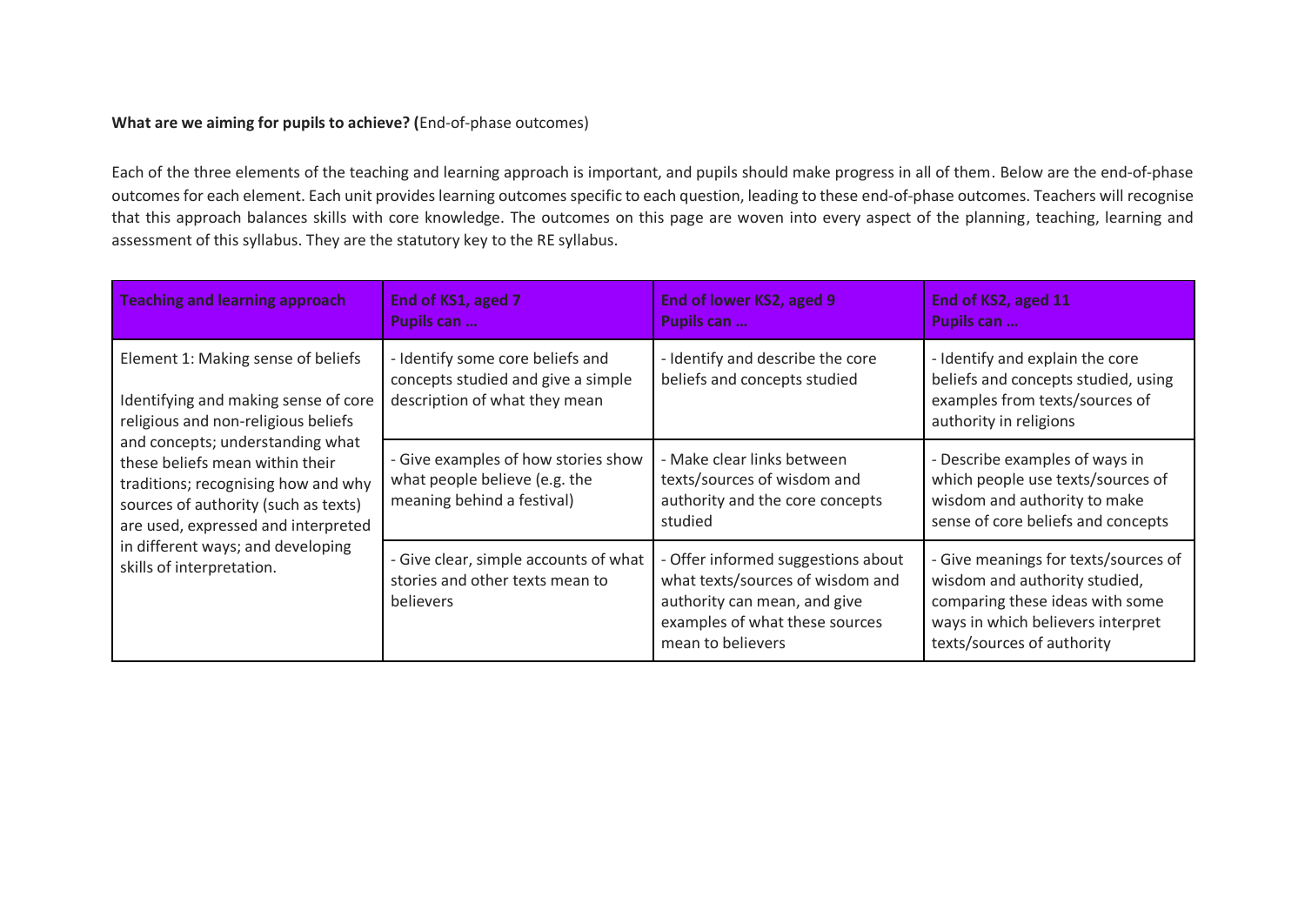**What are we aiming for pupils to achieve? (**End-of-phase outcomes)

Each of the three elements of the teaching and learning approach is important, and pupils should make progress in all of them. Below are the end-of-phase outcomes for each element. Each unit provides learning outcomes specific to each question, leading to these end-of-phase outcomes. Teachers will recognise that this approach balances skills with core knowledge. The outcomes on this page are woven into every aspect of the planning, teaching, learning and assessment of this syllabus. They are the statutory key to the RE syllabus.

| Teaching and learning approach | End of KS1, aged 7<br>Pupils can … | End of lower KS2, aged 9<br>Pupils can … | End of KS2, aged 11<br>Pupils can … |
| --- | --- | --- | --- |
| Element 1: Making sense of beliefs<br><br>Identifying and making sense of core religious and non-religious beliefs and concepts; understanding what these beliefs mean within their traditions; recognising how and why sources of authority (such as texts) are used, expressed and interpreted in different ways; and developing skills of interpretation. | - Identify some core beliefs and concepts studied and give a simple description of what they mean | - Identify and describe the core beliefs and concepts studied | - Identify and explain the core beliefs and concepts studied, using examples from texts/sources of authority in religions |
| | - Give examples of how stories show what people believe (e.g. the meaning behind a festival) | - Make clear links between texts/sources of wisdom and authority and the core concepts studied | - Describe examples of ways in which people use texts/sources of wisdom and authority to make sense of core beliefs and concepts |
| | - Give clear, simple accounts of what stories and other texts mean to believers | - Offer informed suggestions about what texts/sources of wisdom and authority can mean, and give examples of what these sources mean to believers | - Give meanings for texts/sources of wisdom and authority studied, comparing these ideas with some ways in which believers interpret texts/sources of authority |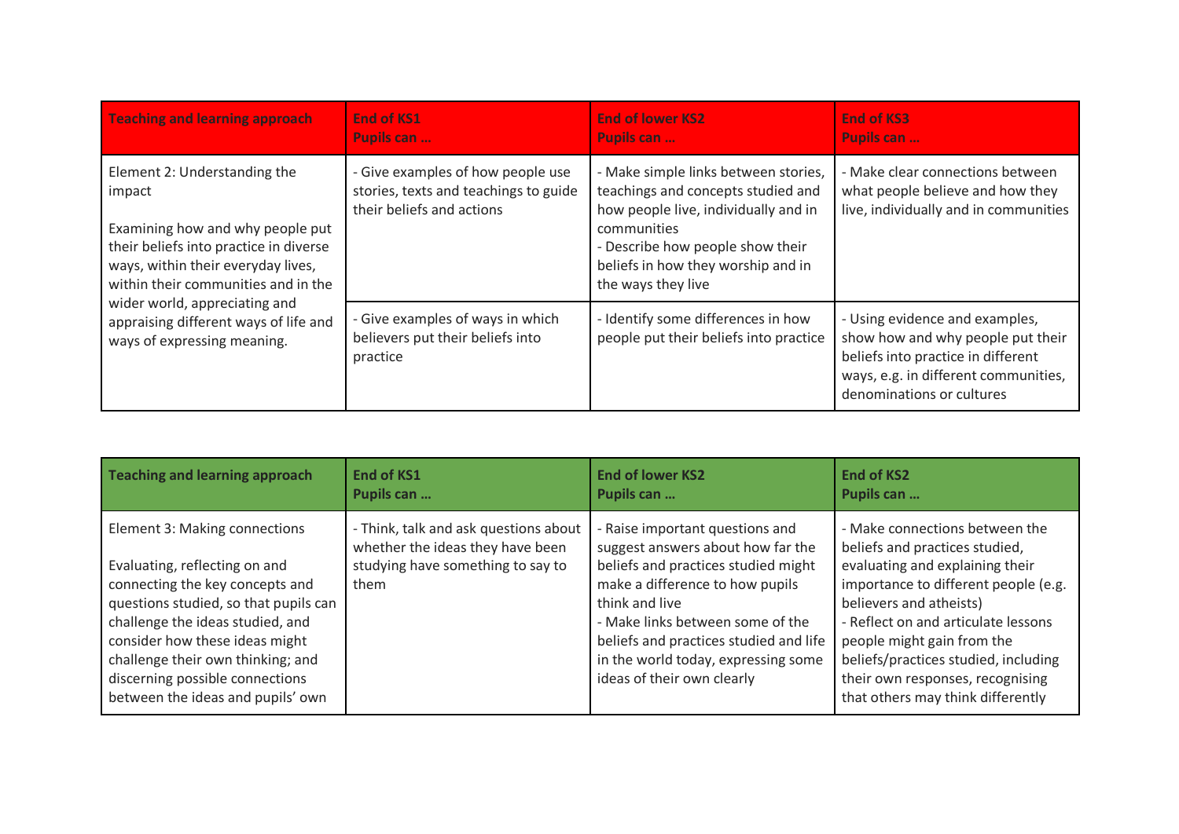| Teaching and learning approach | End of KS1<br>Pupils can … | End of lower KS2<br>Pupils can … | End of KS3<br>Pupils can … |
|---|---|---|---|
| Element 2: Understanding the impact<br><br>Examining how and why people put their beliefs into practice in diverse ways, within their everyday lives, within their communities and in the wider world, appreciating and appraising different ways of life and ways of expressing meaning. | - Give examples of how people use stories, texts and teachings to guide their beliefs and actions | - Make simple links between stories, teachings and concepts studied and how people live, individually and in communities<br>- Describe how people show their beliefs in how they worship and in the ways they live | - Make clear connections between what people believe and how they live, individually and in communities |
| | - Give examples of ways in which believers put their beliefs into practice | - Identify some differences in how people put their beliefs into practice | - Using evidence and examples, show how and why people put their beliefs into practice in different ways, e.g. in different communities, denominations or cultures |

| Teaching and learning approach | End of KS1<br>Pupils can … | End of lower KS2<br>Pupils can … | End of KS2<br>Pupils can … |
|---|---|---|---|
| Element 3: Making connections<br><br>Evaluating, reflecting on and connecting the key concepts and questions studied, so that pupils can challenge the ideas studied, and consider how these ideas might challenge their own thinking; and discerning possible connections between the ideas and pupils' own | - Think, talk and ask questions about whether the ideas they have been studying have something to say to them | - Raise important questions and suggest answers about how far the beliefs and practices studied might make a difference to how pupils think and live<br>- Make links between some of the beliefs and practices studied and life in the world today, expressing some ideas of their own clearly | - Make connections between the beliefs and practices studied, evaluating and explaining their importance to different people (e.g. believers and atheists)<br>- Reflect on and articulate lessons people might gain from the beliefs/practices studied, including their own responses, recognising that others may think differently |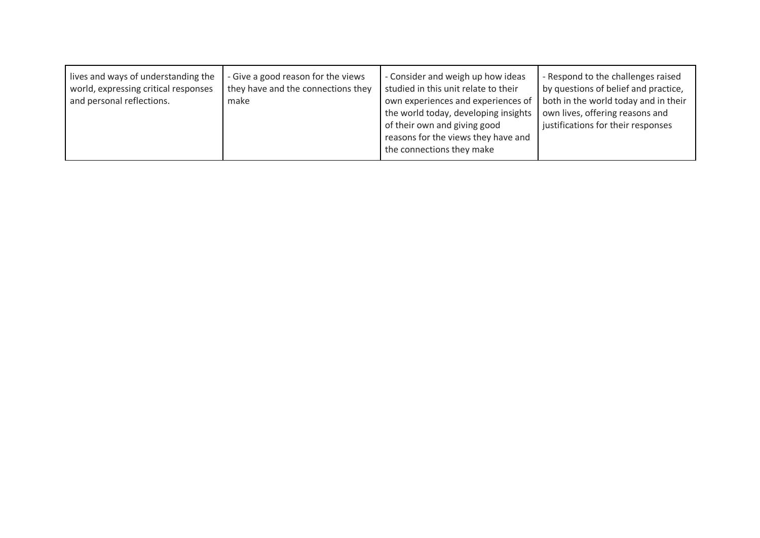| | | | |
|---|---|---|---|
| lives and ways of understanding the world, expressing critical responses and personal reflections. | - Give a good reason for the views they have and the connections they make | - Consider and weigh up how ideas studied in this unit relate to their own experiences and experiences of the world today, developing insights of their own and giving good reasons for the views they have and the connections they make | - Respond to the challenges raised by questions of belief and practice, both in the world today and in their own lives, offering reasons and justifications for their responses |